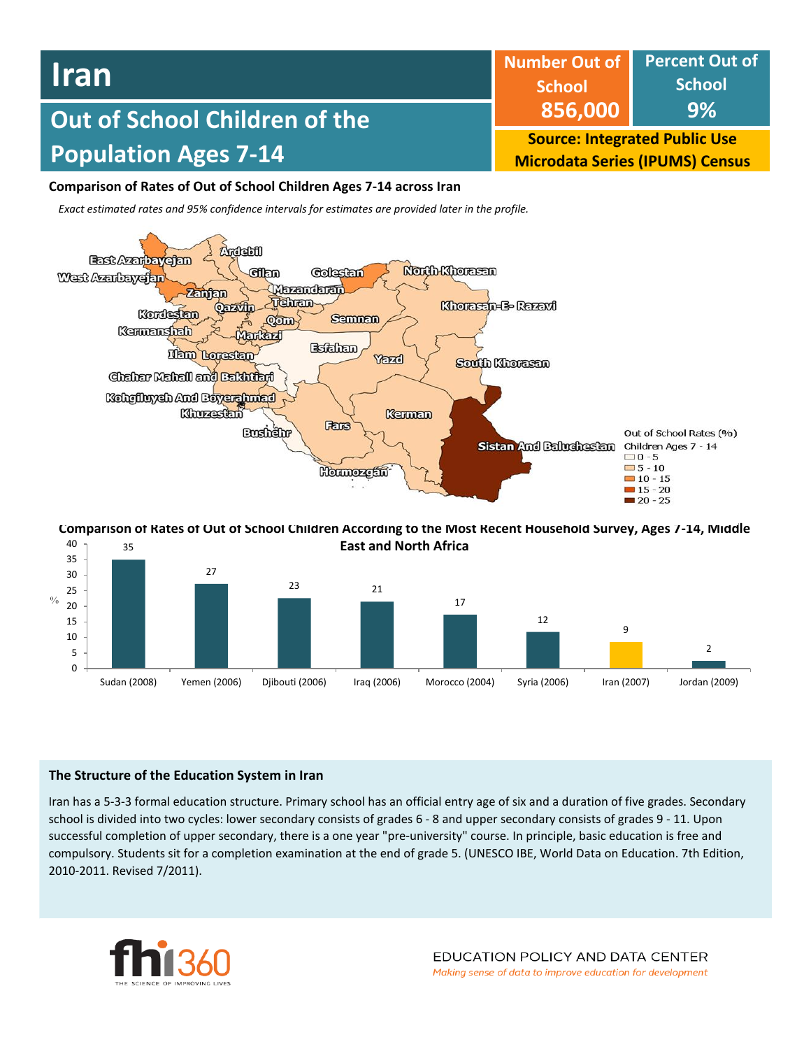# Iran

## Out of School Children of the Population Ages 7-14

**Number Out of School**
**856,000**

**Percent Out of School**
**9%**

**Source: Integrated Public Use Microdata Series (IPUMS) Census**

### Comparison of Rates of Out of School Children Ages 7-14 across Iran

*Exact estimated rates and 95% confidence intervals for estimates are provided later in the profile.*

East Azarbayejan
West Azarbayejan
Ardebil
Gilan
Golestan
North Khorasan
Zanjan
Mazandaran
Tehran
Qazvin
Kordestan
Qom
Semnan
Khorasan-E- Razavi
Kermanshah
Markazi
Esfahan
Ilam
Lorestan
Yazd
South Khorasan
Chahar Mahall and Bakhtiari
Kohgiluyeh And Boyerahmad
Khuzestan
Kerman
Bushehr
Fars
Sistan And Baluchestan
Hormozgan

Out of School Rates (%)
Children Ages 7 - 14
0 - 5
5 - 10
10 - 15
15 - 20
20 - 25

### Comparison of Rates of Out of School Children According to the Most Recent Household Survey, Ages 7-14, Middle East and North Africa

%
0
5
10
15
20
25
30
35
40

35
27
23
21
17
12
9
2

Sudan (2008)
Yemen (2006)
Djibouti (2006)
Iraq (2006)
Morocco (2004)
Syria (2006)
Iran (2007)
Jordan (2009)

### The Structure of the Education System in Iran

Iran has a 5-3-3 formal education structure. Primary school has an official entry age of six and a duration of five grades. Secondary school is divided into two cycles: lower secondary consists of grades 6 - 8 and upper secondary consists of grades 9 - 11. Upon successful completion of upper secondary, there is a one year "pre-university" course. In principle, basic education is free and compulsory. Students sit for a completion examination at the end of grade 5. (UNESCO IBE, World Data on Education. 7th Edition, 2010-2011. Revised 7/2011).

fhi360 THE SCIENCE OF IMPROVING LIVES

EDUCATION POLICY AND DATA CENTER
*Making sense of data to improve education for development*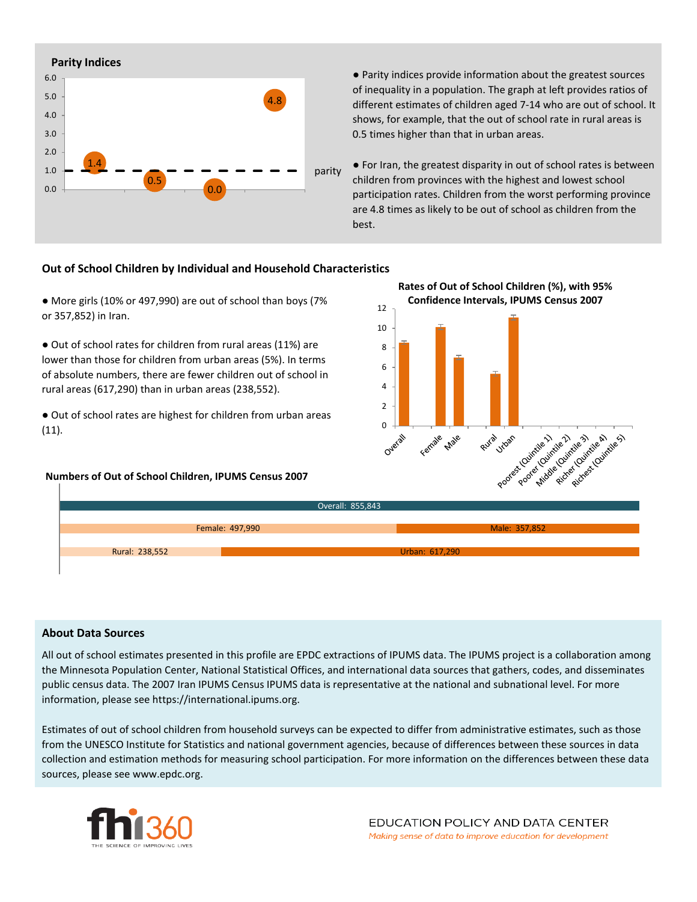## Parity Indices

6.0
5.0
4.0
3.0
2.0
1.0
0.0

1.4
0.5
0.0
4.8

parity

- Parity indices provide information about the greatest sources of inequality in a population. The graph at left provides ratios of different estimates of children aged 7-14 who are out of school. It shows, for example, that the out of school rate in rural areas is 0.5 times higher than that in urban areas.

- For Iran, the greatest disparity in out of school rates is between children from provinces with the highest and lowest school participation rates. Children from the worst performing province are 4.8 times as likely to be out of school as children from the best.

## Out of School Children by Individual and Household Characteristics

- More girls (10% or 497,990) are out of school than boys (7% or 357,852) in Iran.

- Out of school rates for children from rural areas (11%) are lower than those for children from urban areas (5%). In terms of absolute numbers, there are fewer children out of school in rural areas (617,290) than in urban areas (238,552).

- Out of school rates are highest for children from urban areas (11).

**Rates of Out of School Children (%), with 95% Confidence Intervals, IPUMS Census 2007**

12
10
8
6
4
2
0

Overall
Female
Male
Rural
Urban
Poorest (Quintile 1)
Poorer (Quintile 2)
Middle (Quintile 3)
Richer (Quintile 4)
Richest (Quintile 5)

**Numbers of Out of School Children, IPUMS Census 2007**

Overall: 855,843

Female: 497,990

Male: 357,852

Rural: 238,552

Urban: 617,290

## About Data Sources

All out of school estimates presented in this profile are EPDC extractions of IPUMS data. The IPUMS project is a collaboration among the Minnesota Population Center, National Statistical Offices, and international data sources that gathers, codes, and disseminates public census data. The 2007 Iran IPUMS Census IPUMS data is representative at the national and subnational level. For more information, please see https://international.ipums.org.

Estimates of out of school children from household surveys can be expected to differ from administrative estimates, such as those from the UNESCO Institute for Statistics and national government agencies, because of differences between these sources in data collection and estimation methods for measuring school participation. For more information on the differences between these data sources, please see www.epdc.org.

fhi360
THE SCIENCE OF IMPROVING LIVES

EDUCATION POLICY AND DATA CENTER
*Making sense of data to improve education for development*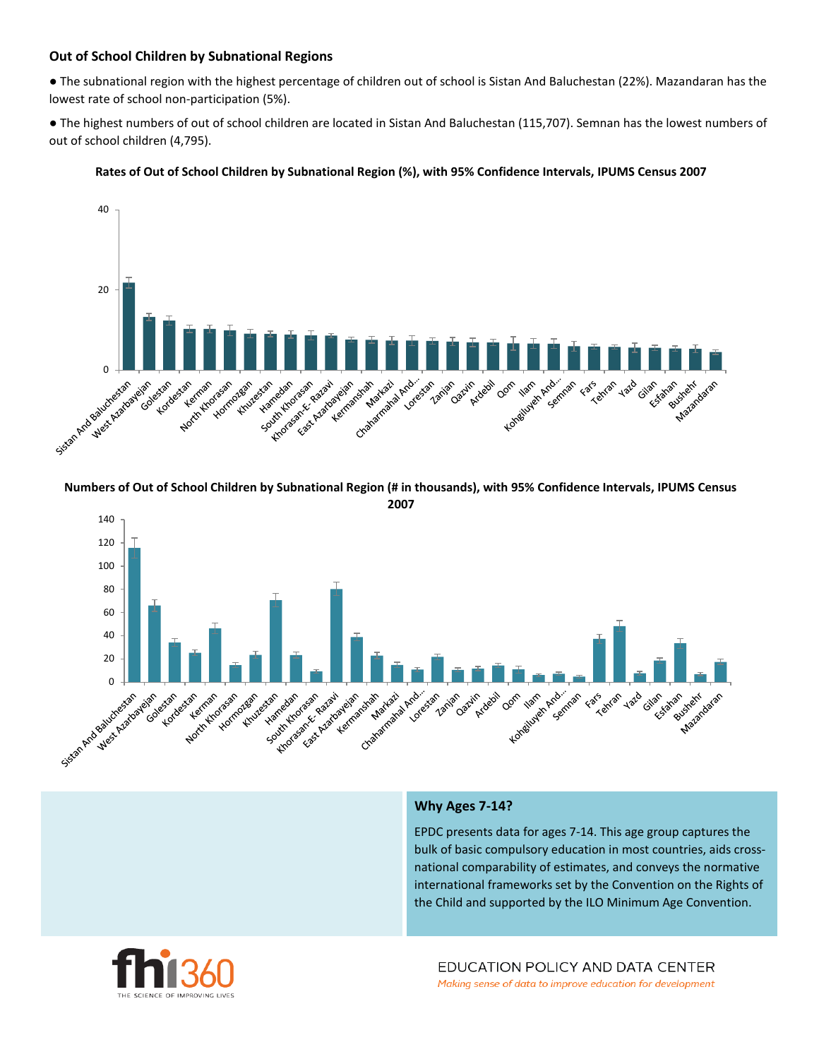### Out of School Children by Subnational Regions

- The subnational region with the highest percentage of children out of school is Sistan And Baluchestan (22%). Mazandaran has the lowest rate of school non-participation (5%).
- The highest numbers of out of school children are located in Sistan And Baluchestan (115,707). Semnan has the lowest numbers of out of school children (4,795).

**Rates of Out of School Children by Subnational Region (%), with 95% Confidence Intervals, IPUMS Census 2007**

40
20
0

Sistan And Baluchestan, West Azarbayejan, Golestan, Kordestan, Kerman, North Khorasan, Hormozgan, Khuzestan, Hamedan, South Khorasan, Khorasan-E- Razavi, East Azarbayejan, Kermanshah, Markazi, Chaharmahal And..., Lorestan, Zanjan, Qazvin, Ardebil, Qom, Ilam, Kohgiluyeh And..., Semnan, Fars, Tehran, Yazd, Gilan, Esfahan, Bushehr, Mazandaran

**Numbers of Out of School Children by Subnational Region (# in thousands), with 95% Confidence Intervals, IPUMS Census 2007**

140
120
100
80
60
40
20
0

Sistan And Baluchestan, West Azarbayejan, Golestan, Kordestan, Kerman, North Khorasan, Hormozgan, Khuzestan, Hamedan, South Khorasan, Khorasan-E- Razavi, East Azarbayejan, Kermanshah, Markazi, Chaharmahal And..., Lorestan, Zanjan, Qazvin, Ardebil, Qom, Ilam, Kohgiluyeh And..., Semnan, Fars, Tehran, Yazd, Gilan, Esfahan, Bushehr, Mazandaran

#### Why Ages 7-14?

EPDC presents data for ages 7-14. This age group captures the bulk of basic compulsory education in most countries, aids cross-national comparability of estimates, and conveys the normative international frameworks set by the Convention on the Rights of the Child and supported by the ILO Minimum Age Convention.

fhi360 THE SCIENCE OF IMPROVING LIVES

EDUCATION POLICY AND DATA CENTER
*Making sense of data to improve education for development*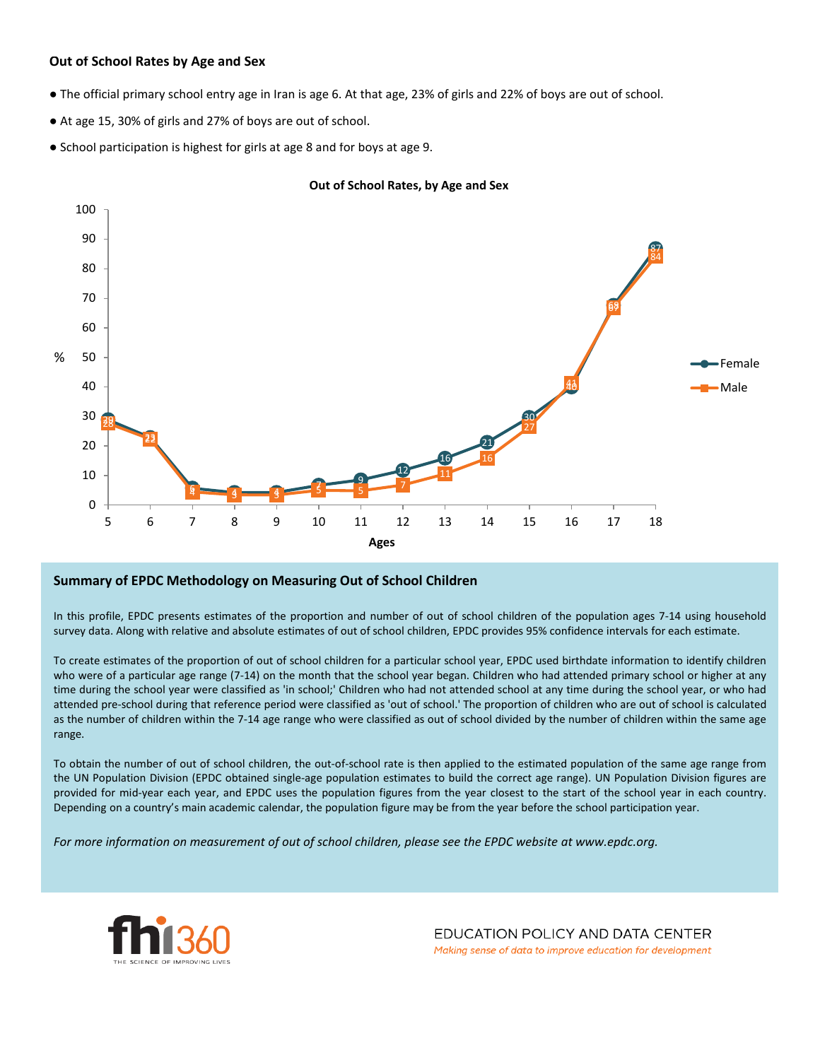### Out of School Rates by Age and Sex

- The official primary school entry age in Iran is age 6. At that age, 23% of girls and 22% of boys are out of school.
- At age 15, 30% of girls and 27% of boys are out of school.
- School participation is highest for girls at age 8 and for boys at age 9.

Out of School Rates, by Age and Sex

%

100
90
80
70
60
50
40
30
20
10
0

5 6 7 8 9 10 11 12 13 14 15 16 17 18

Ages

Female
Male

29 28
23 22
6 4
4 3
4 3
7 5
9 5
12 7
16 11
21 16
30 27
40 41
67 68
87 84

## Summary of EPDC Methodology on Measuring Out of School Children

In this profile, EPDC presents estimates of the proportion and number of out of school children of the population ages 7-14 using household survey data. Along with relative and absolute estimates of out of school children, EPDC provides 95% confidence intervals for each estimate.

To create estimates of the proportion of out of school children for a particular school year, EPDC used birthdate information to identify children who were of a particular age range (7-14) on the month that the school year began. Children who had attended primary school or higher at any time during the school year were classified as 'in school;' Children who had not attended school at any time during the school year, or who had attended pre-school during that reference period were classified as 'out of school.' The proportion of children who are out of school is calculated as the number of children within the 7-14 age range who were classified as out of school divided by the number of children within the same age range.

To obtain the number of out of school children, the out-of-school rate is then applied to the estimated population of the same age range from the UN Population Division (EPDC obtained single-age population estimates to build the correct age range). UN Population Division figures are provided for mid-year each year, and EPDC uses the population figures from the year closest to the start of the school year in each country. Depending on a country's main academic calendar, the population figure may be from the year before the school participation year.

*For more information on measurement of out of school children, please see the EPDC website at www.epdc.org.*

fhi360 THE SCIENCE OF IMPROVING LIVES

EDUCATION POLICY AND DATA CENTER
*Making sense of data to improve education for development*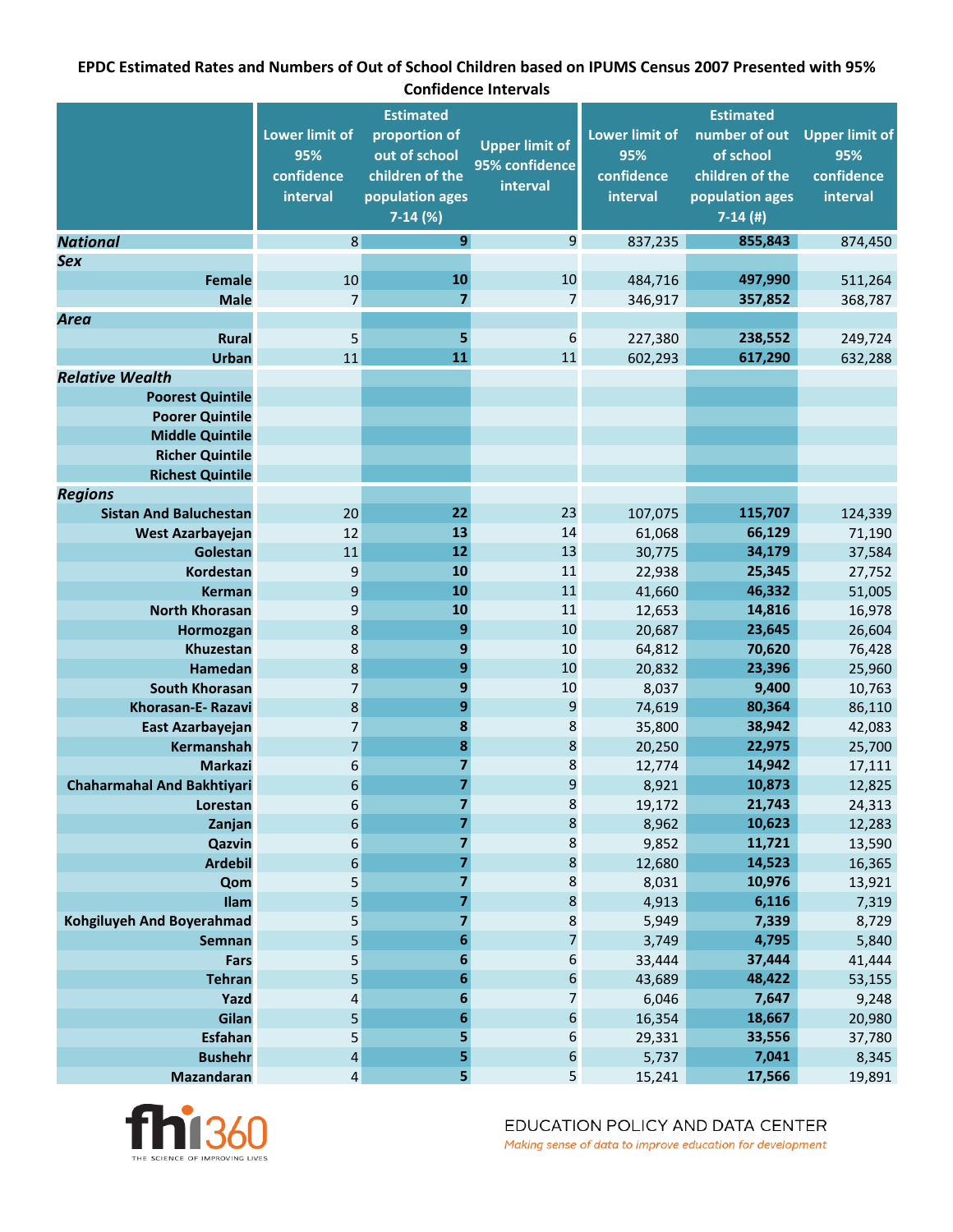**EPDC Estimated Rates and Numbers of Out of School Children based on IPUMS Census 2007 Presented with 95% Confidence Intervals**

| | Lower limit of 95% confidence interval | Estimated proportion of out of school children of the population ages 7-14 (%) | Upper limit of 95% confidence interval | Lower limit of 95% confidence interval | Estimated number of out of school children of the population ages 7-14 (#) | Upper limit of 95% confidence interval |
|---|---|---|---|---|---|---|
| ***National*** | 8 | **9** | 9 | 837,235 | **855,843** | 874,450 |
| ***Sex*** | | | | | | |
| **Female** | 10 | **10** | 10 | 484,716 | **497,990** | 511,264 |
| **Male** | 7 | **7** | 7 | 346,917 | **357,852** | 368,787 |
| ***Area*** | | | | | | |
| **Rural** | 5 | **5** | 6 | 227,380 | **238,552** | 249,724 |
| **Urban** | 11 | **11** | 11 | 602,293 | **617,290** | 632,288 |
| ***Relative Wealth*** | | | | | | |
| **Poorest Quintile** | | | | | | |
| **Poorer Quintile** | | | | | | |
| **Middle Quintile** | | | | | | |
| **Richer Quintile** | | | | | | |
| **Richest Quintile** | | | | | | |
| ***Regions*** | | | | | | |
| **Sistan And Baluchestan** | 20 | **22** | 23 | 107,075 | **115,707** | 124,339 |
| **West Azarbayejan** | 12 | **13** | 14 | 61,068 | **66,129** | 71,190 |
| **Golestan** | 11 | **12** | 13 | 30,775 | **34,179** | 37,584 |
| **Kordestan** | 9 | **10** | 11 | 22,938 | **25,345** | 27,752 |
| **Kerman** | 9 | **10** | 11 | 41,660 | **46,332** | 51,005 |
| **North Khorasan** | 9 | **10** | 11 | 12,653 | **14,816** | 16,978 |
| **Hormozgan** | 8 | **9** | 10 | 20,687 | **23,645** | 26,604 |
| **Khuzestan** | 8 | **9** | 10 | 64,812 | **70,620** | 76,428 |
| **Hamedan** | 8 | **9** | 10 | 20,832 | **23,396** | 25,960 |
| **South Khorasan** | 7 | **9** | 10 | 8,037 | **9,400** | 10,763 |
| **Khorasan-E- Razavi** | 8 | **9** | 9 | 74,619 | **80,364** | 86,110 |
| **East Azarbayejan** | 7 | **8** | 8 | 35,800 | **38,942** | 42,083 |
| **Kermanshah** | 7 | **8** | 8 | 20,250 | **22,975** | 25,700 |
| **Markazi** | 6 | **7** | 8 | 12,774 | **14,942** | 17,111 |
| **Chaharmahal And Bakhtiyari** | 6 | **7** | 9 | 8,921 | **10,873** | 12,825 |
| **Lorestan** | 6 | **7** | 8 | 19,172 | **21,743** | 24,313 |
| **Zanjan** | 6 | **7** | 8 | 8,962 | **10,623** | 12,283 |
| **Qazvin** | 6 | **7** | 8 | 9,852 | **11,721** | 13,590 |
| **Ardebil** | 6 | **7** | 8 | 12,680 | **14,523** | 16,365 |
| **Qom** | 5 | **7** | 8 | 8,031 | **10,976** | 13,921 |
| **Ilam** | 5 | **7** | 8 | 4,913 | **6,116** | 7,319 |
| **Kohgiluyeh And Boyerahmad** | 5 | **7** | 8 | 5,949 | **7,339** | 8,729 |
| **Semnan** | 5 | **6** | 7 | 3,749 | **4,795** | 5,840 |
| **Fars** | 5 | **6** | 6 | 33,444 | **37,444** | 41,444 |
| **Tehran** | 5 | **6** | 6 | 43,689 | **48,422** | 53,155 |
| **Yazd** | 4 | **6** | 7 | 6,046 | **7,647** | 9,248 |
| **Gilan** | 5 | **6** | 6 | 16,354 | **18,667** | 20,980 |
| **Esfahan** | 5 | **5** | 6 | 29,331 | **33,556** | 37,780 |
| **Bushehr** | 4 | **5** | 6 | 5,737 | **7,041** | 8,345 |
| **Mazandaran** | 4 | **5** | 5 | 15,241 | **17,566** | 19,891 |

fhi360
THE SCIENCE OF IMPROVING LIVES

EDUCATION POLICY AND DATA CENTER
*Making sense of data to improve education for development*